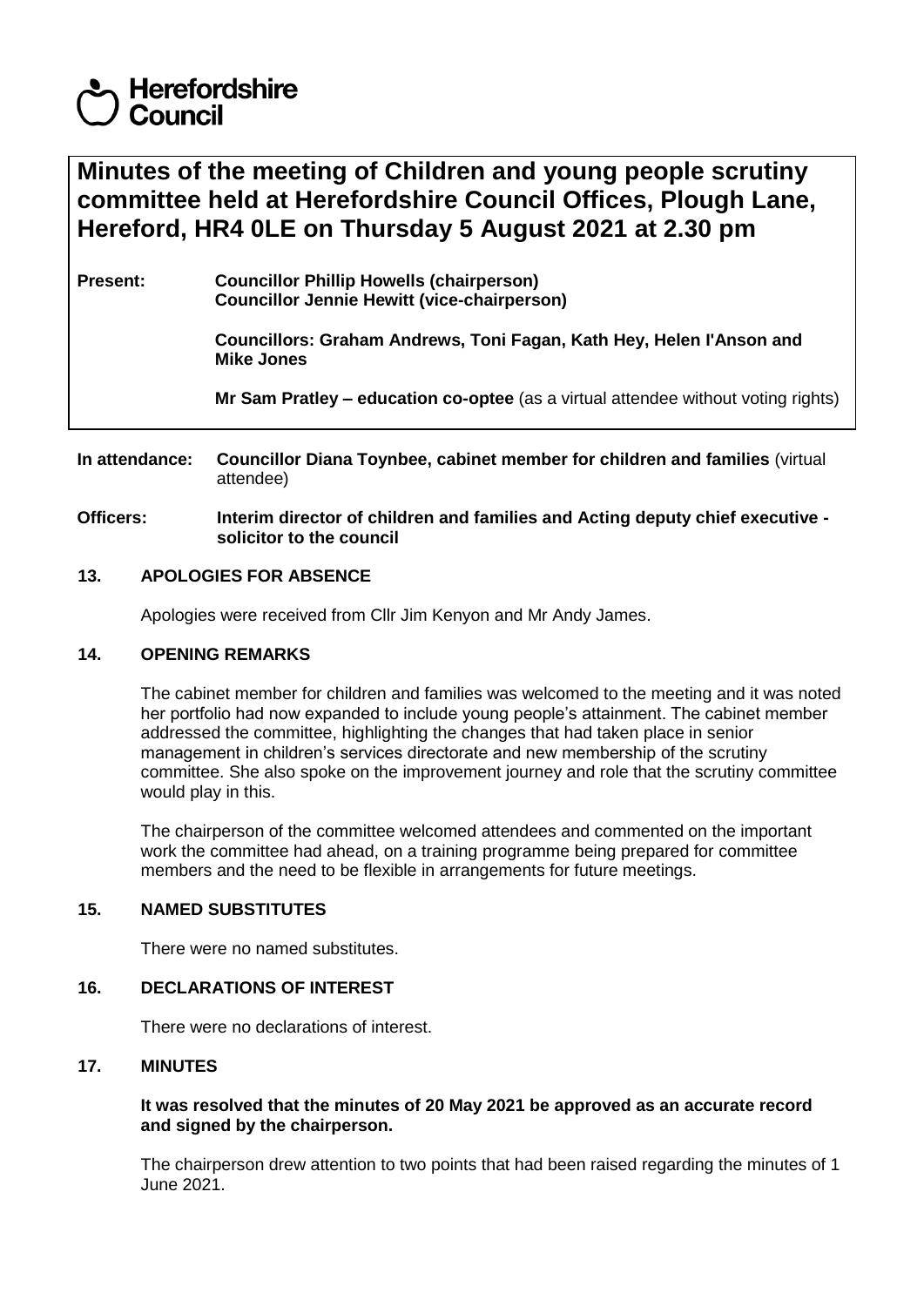Herefordshire Council

# Minutes of the meeting of Children and young people scrutiny committee held at Herefordshire Council Offices, Plough Lane, Hereford, HR4 0LE on Thursday 5 August 2021 at 2.30 pm

**Present:** **Councillor Phillip Howells (chairperson)**
**Councillor Jennie Hewitt (vice-chairperson)**

**Councillors: Graham Andrews, Toni Fagan, Kath Hey, Helen I'Anson and Mike Jones**

**Mr Sam Pratley – education co-optee** (as a virtual attendee without voting rights)

**In attendance:** **Councillor Diana Toynbee, cabinet member for children and families** (virtual attendee)

**Officers:** **Interim director of children and families and Acting deputy chief executive - solicitor to the council**

## 13. APOLOGIES FOR ABSENCE

Apologies were received from Cllr Jim Kenyon and Mr Andy James.

## 14. OPENING REMARKS

The cabinet member for children and families was welcomed to the meeting and it was noted her portfolio had now expanded to include young people's attainment. The cabinet member addressed the committee, highlighting the changes that had taken place in senior management in children's services directorate and new membership of the scrutiny committee. She also spoke on the improvement journey and role that the scrutiny committee would play in this.

The chairperson of the committee welcomed attendees and commented on the important work the committee had ahead, on a training programme being prepared for committee members and the need to be flexible in arrangements for future meetings.

## 15. NAMED SUBSTITUTES

There were no named substitutes.

## 16. DECLARATIONS OF INTEREST

There were no declarations of interest.

## 17. MINUTES

**It was resolved that the minutes of 20 May 2021 be approved as an accurate record and signed by the chairperson.**

The chairperson drew attention to two points that had been raised regarding the minutes of 1 June 2021.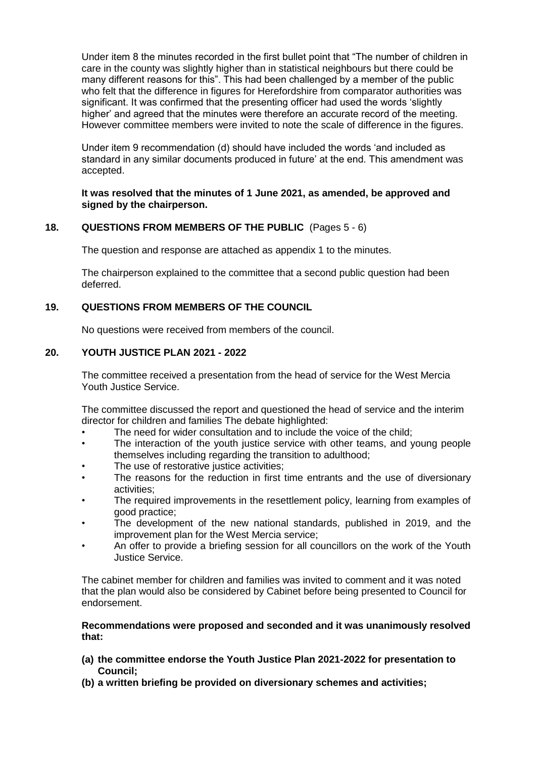Under item 8 the minutes recorded in the first bullet point that "The number of children in care in the county was slightly higher than in statistical neighbours but there could be many different reasons for this". This had been challenged by a member of the public who felt that the difference in figures for Herefordshire from comparator authorities was significant. It was confirmed that the presenting officer had used the words 'slightly higher' and agreed that the minutes were therefore an accurate record of the meeting. However committee members were invited to note the scale of difference in the figures.

Under item 9 recommendation (d) should have included the words 'and included as standard in any similar documents produced in future' at the end. This amendment was accepted.

**It was resolved that the minutes of 1 June 2021, as amended, be approved and signed by the chairperson.**

## 18. QUESTIONS FROM MEMBERS OF THE PUBLIC (Pages 5 - 6)

The question and response are attached as appendix 1 to the minutes.

The chairperson explained to the committee that a second public question had been deferred.

## 19. QUESTIONS FROM MEMBERS OF THE COUNCIL

No questions were received from members of the council.

## 20. YOUTH JUSTICE PLAN 2021 - 2022

The committee received a presentation from the head of service for the West Mercia Youth Justice Service.

The committee discussed the report and questioned the head of service and the interim director for children and families The debate highlighted:

- The need for wider consultation and to include the voice of the child;
- The interaction of the youth justice service with other teams, and young people themselves including regarding the transition to adulthood;
- The use of restorative justice activities;
- The reasons for the reduction in first time entrants and the use of diversionary activities;
- The required improvements in the resettlement policy, learning from examples of good practice;
- The development of the new national standards, published in 2019, and the improvement plan for the West Mercia service;
- An offer to provide a briefing session for all councillors on the work of the Youth Justice Service.

The cabinet member for children and families was invited to comment and it was noted that the plan would also be considered by Cabinet before being presented to Council for endorsement.

**Recommendations were proposed and seconded and it was unanimously resolved that:**

**(a) the committee endorse the Youth Justice Plan 2021-2022 for presentation to Council;**

**(b) a written briefing be provided on diversionary schemes and activities;**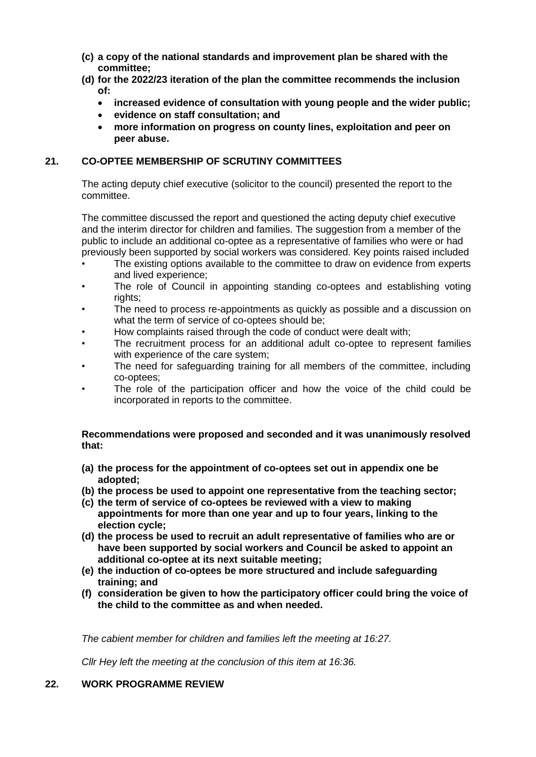**(c) a copy of the national standards and improvement plan be shared with the committee;**

**(d) for the 2022/23 iteration of the plan the committee recommends the inclusion of:**

- **increased evidence of consultation with young people and the wider public;**
- **evidence on staff consultation; and**
- **more information on progress on county lines, exploitation and peer on peer abuse.**

## 21. CO-OPTEE MEMBERSHIP OF SCRUTINY COMMITTEES

The acting deputy chief executive (solicitor to the council) presented the report to the committee.

The committee discussed the report and questioned the acting deputy chief executive and the interim director for children and families. The suggestion from a member of the public to include an additional co-optee as a representative of families who were or had previously been supported by social workers was considered. Key points raised included

- The existing options available to the committee to draw on evidence from experts and lived experience;
- The role of Council in appointing standing co-optees and establishing voting rights;
- The need to process re-appointments as quickly as possible and a discussion on what the term of service of co-optees should be;
- How complaints raised through the code of conduct were dealt with;
- The recruitment process for an additional adult co-optee to represent families with experience of the care system;
- The need for safeguarding training for all members of the committee, including co-optees;
- The role of the participation officer and how the voice of the child could be incorporated in reports to the committee.

**Recommendations were proposed and seconded and it was unanimously resolved that:**

**(a) the process for the appointment of co-optees set out in appendix one be adopted;**

**(b) the process be used to appoint one representative from the teaching sector;**

**(c) the term of service of co-optees be reviewed with a view to making appointments for more than one year and up to four years, linking to the election cycle;**

**(d) the process be used to recruit an adult representative of families who are or have been supported by social workers and Council be asked to appoint an additional co-optee at its next suitable meeting;**

**(e) the induction of co-optees be more structured and include safeguarding training; and**

**(f) consideration be given to how the participatory officer could bring the voice of the child to the committee as and when needed.**

*The cabient member for children and families left the meeting at 16:27.*

*Cllr Hey left the meeting at the conclusion of this item at 16:36.*

## 22. WORK PROGRAMME REVIEW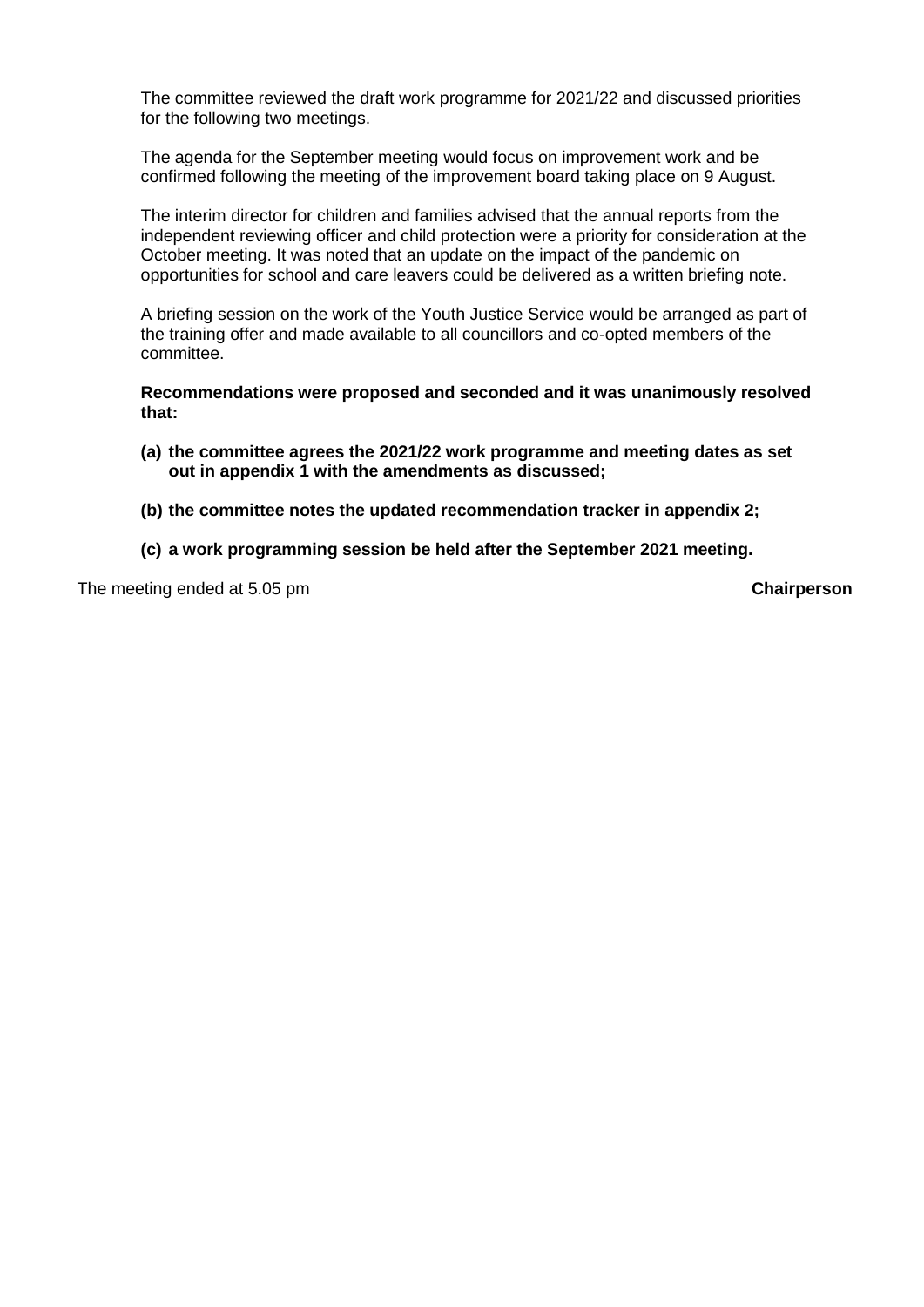The committee reviewed the draft work programme for 2021/22 and discussed priorities for the following two meetings.

The agenda for the September meeting would focus on improvement work and be confirmed following the meeting of the improvement board taking place on 9 August.

The interim director for children and families advised that the annual reports from the independent reviewing officer and child protection were a priority for consideration at the October meeting. It was noted that an update on the impact of the pandemic on opportunities for school and care leavers could be delivered as a written briefing note.

A briefing session on the work of the Youth Justice Service would be arranged as part of the training offer and made available to all councillors and co-opted members of the committee.

**Recommendations were proposed and seconded and it was unanimously resolved that:**

**(a) the committee agrees the 2021/22 work programme and meeting dates as set out in appendix 1 with the amendments as discussed;**

**(b) the committee notes the updated recommendation tracker in appendix 2;**

**(c) a work programming session be held after the September 2021 meeting.**

The meeting ended at 5.05 pm **Chairperson**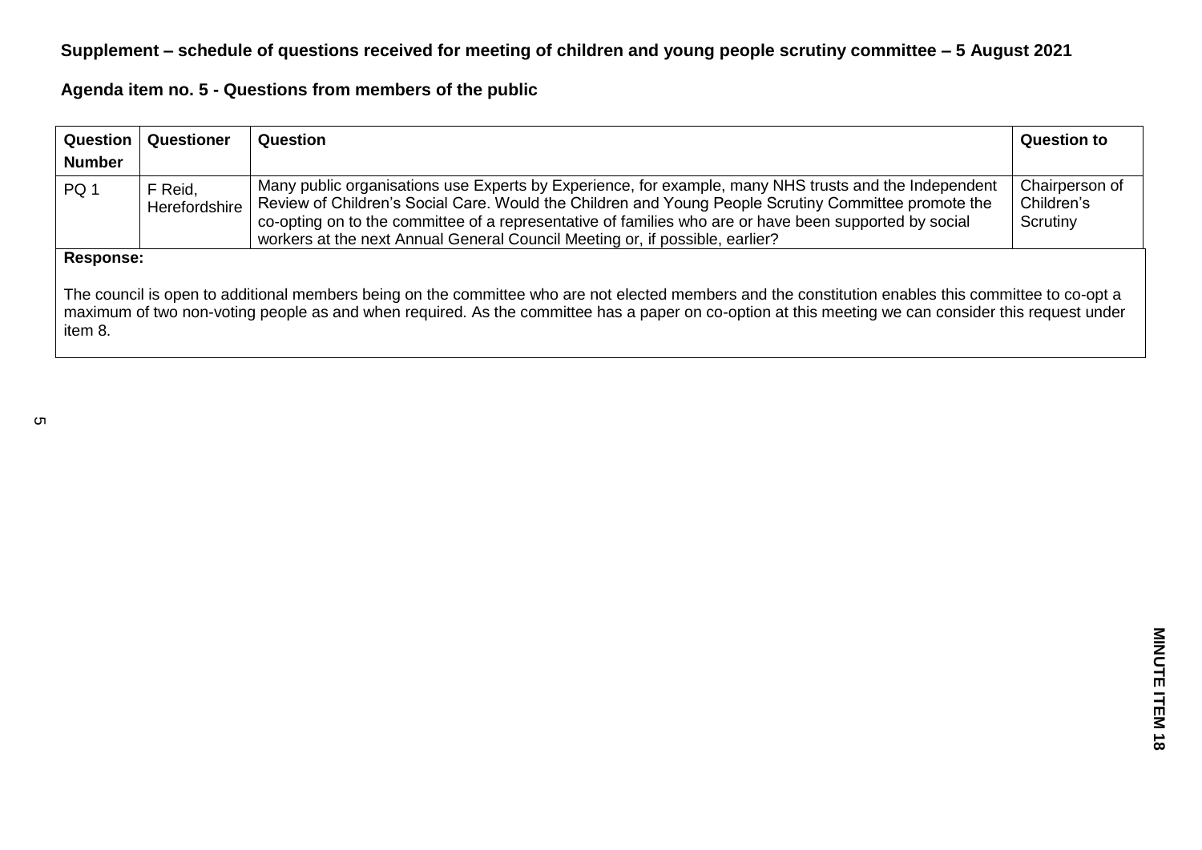**Supplement – schedule of questions received for meeting of children and young people scrutiny committee – 5 August 2021**

**Agenda item no. 5 - Questions from members of the public**

| Question Number | Questioner | Question | Question to |
|---|---|---|---|
| PQ 1 | F Reid, Herefordshire | Many public organisations use Experts by Experience, for example, many NHS trusts and the Independent Review of Children's Social Care. Would the Children and Young People Scrutiny Committee promote the co-opting on to the committee of a representative of families who are or have been supported by social workers at the next Annual General Council Meeting or, if possible, earlier? | Chairperson of Children's Scrutiny |
| **Response:** The council is open to additional members being on the committee who are not elected members and the constitution enables this committee to co-opt a maximum of two non-voting people as and when required. As the committee has a paper on co-option at this meeting we can consider this request under item 8. | | | |

**MINUTE ITEM 18**